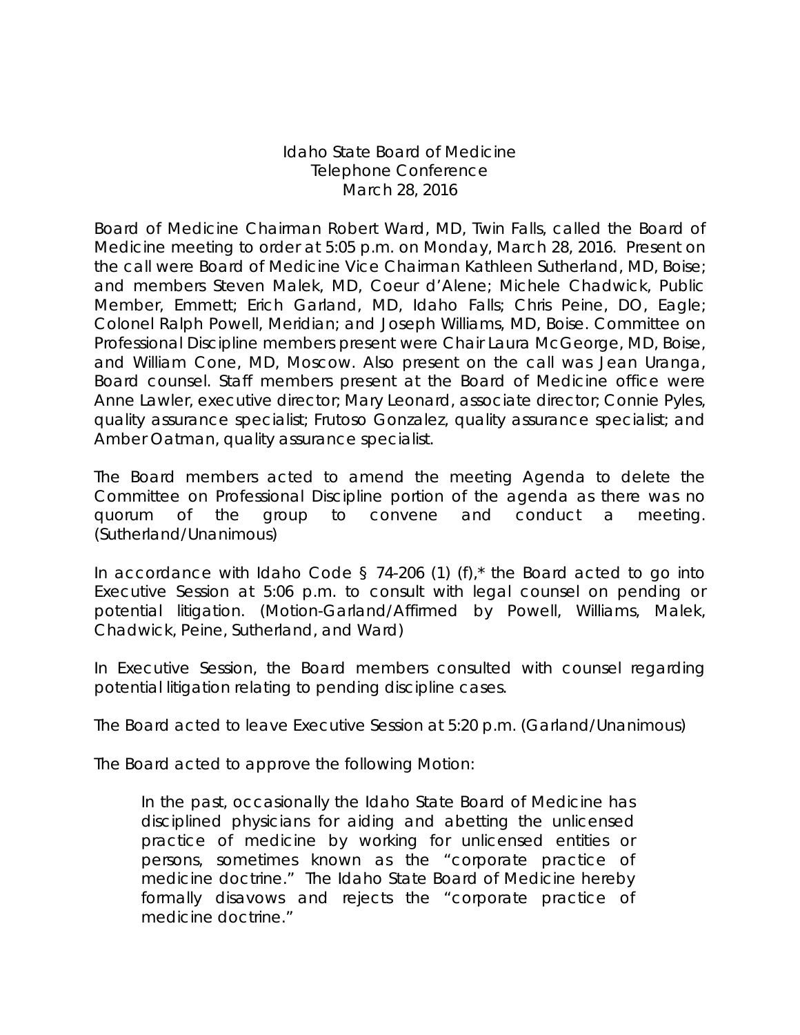Idaho State Board of Medicine
Telephone Conference
March 28, 2016

Board of Medicine Chairman Robert Ward, MD, Twin Falls, called the Board of Medicine meeting to order at 5:05 p.m. on Monday, March 28, 2016. Present on the call were Board of Medicine Vice Chairman Kathleen Sutherland, MD, Boise; and members Steven Malek, MD, Coeur d'Alene; Michele Chadwick, Public Member, Emmett; Erich Garland, MD, Idaho Falls; Chris Peine, DO, Eagle; Colonel Ralph Powell, Meridian; and Joseph Williams, MD, Boise. Committee on Professional Discipline members present were Chair Laura McGeorge, MD, Boise, and William Cone, MD, Moscow. Also present on the call was Jean Uranga, Board counsel. Staff members present at the Board of Medicine office were Anne Lawler, executive director; Mary Leonard, associate director; Connie Pyles, quality assurance specialist; Frutoso Gonzalez, quality assurance specialist; and Amber Oatman, quality assurance specialist.

The Board members acted to amend the meeting Agenda to delete the Committee on Professional Discipline portion of the agenda as there was no quorum of the group to convene and conduct a meeting. (Sutherland/Unanimous)

In accordance with Idaho Code § 74-206 (1) (f),* the Board acted to go into Executive Session at 5:06 p.m. to consult with legal counsel on pending or potential litigation. (Motion-Garland/Affirmed by Powell, Williams, Malek, Chadwick, Peine, Sutherland, and Ward)

In Executive Session, the Board members consulted with counsel regarding potential litigation relating to pending discipline cases.

The Board acted to leave Executive Session at 5:20 p.m. (Garland/Unanimous)

The Board acted to approve the following Motion:

> In the past, occasionally the Idaho State Board of Medicine has disciplined physicians for aiding and abetting the unlicensed practice of medicine by working for unlicensed entities or persons, sometimes known as the "corporate practice of medicine doctrine." The Idaho State Board of Medicine hereby formally disavows and rejects the "corporate practice of medicine doctrine."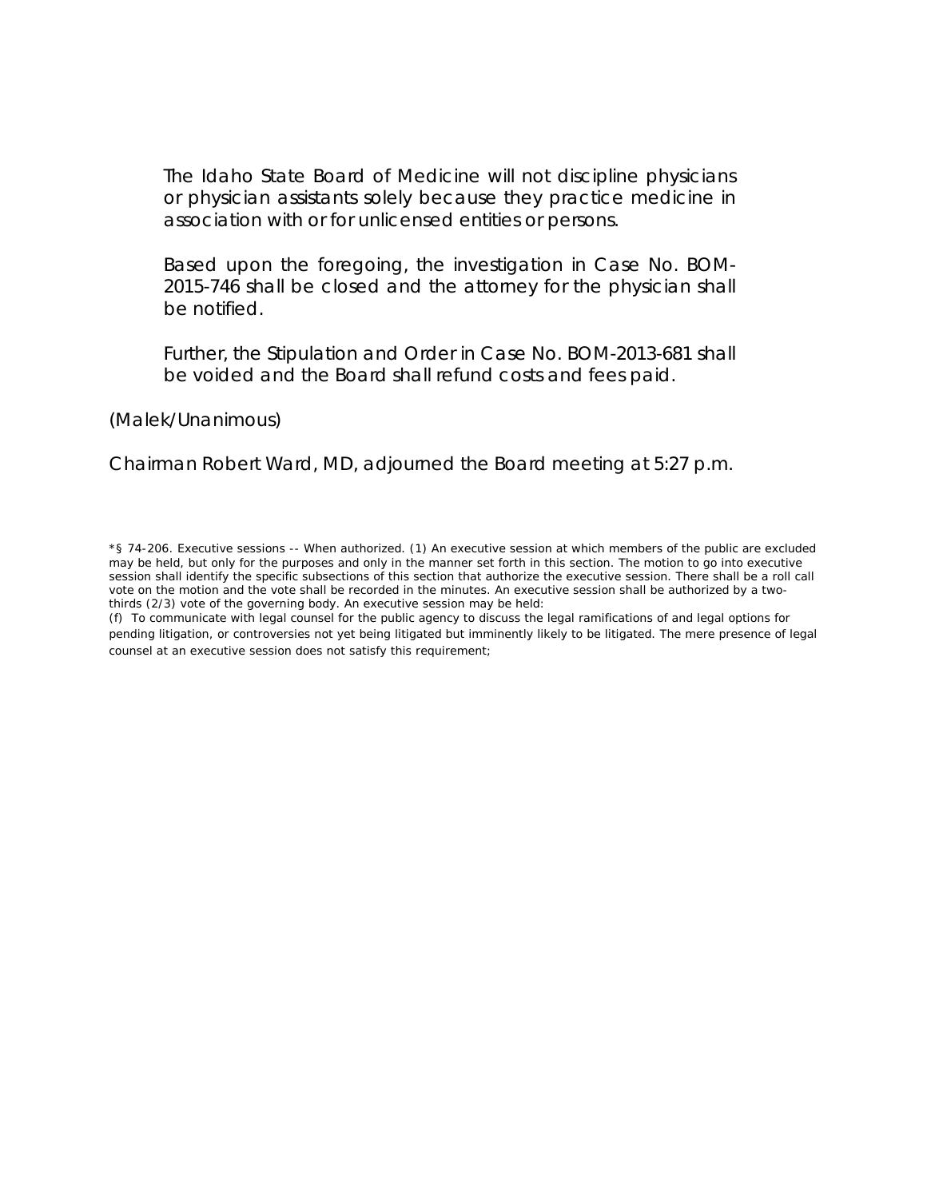The Idaho State Board of Medicine will not discipline physicians or physician assistants solely because they practice medicine in association with or for unlicensed entities or persons.

Based upon the foregoing, the investigation in Case No. BOM-2015-746 shall be closed and the attorney for the physician shall be notified.

Further, the Stipulation and Order in Case No. BOM-2013-681 shall be voided and the Board shall refund costs and fees paid.

(Malek/Unanimous)

Chairman Robert Ward, MD, adjourned the Board meeting at 5:27 p.m.

*§ 74-206. Executive sessions -- When authorized. (1) An executive session at which members of the public are excluded may be held, but only for the purposes and only in the manner set forth in this section. The motion to go into executive session shall identify the specific subsections of this section that authorize the executive session. There shall be a roll call vote on the motion and the vote shall be recorded in the minutes. An executive session shall be authorized by a two-thirds (2/3) vote of the governing body. An executive session may be held:

(f) To communicate with legal counsel for the public agency to discuss the legal ramifications of and legal options for pending litigation, or controversies not yet being litigated but imminently likely to be litigated. The mere presence of legal counsel at an executive session does not satisfy this requirement;